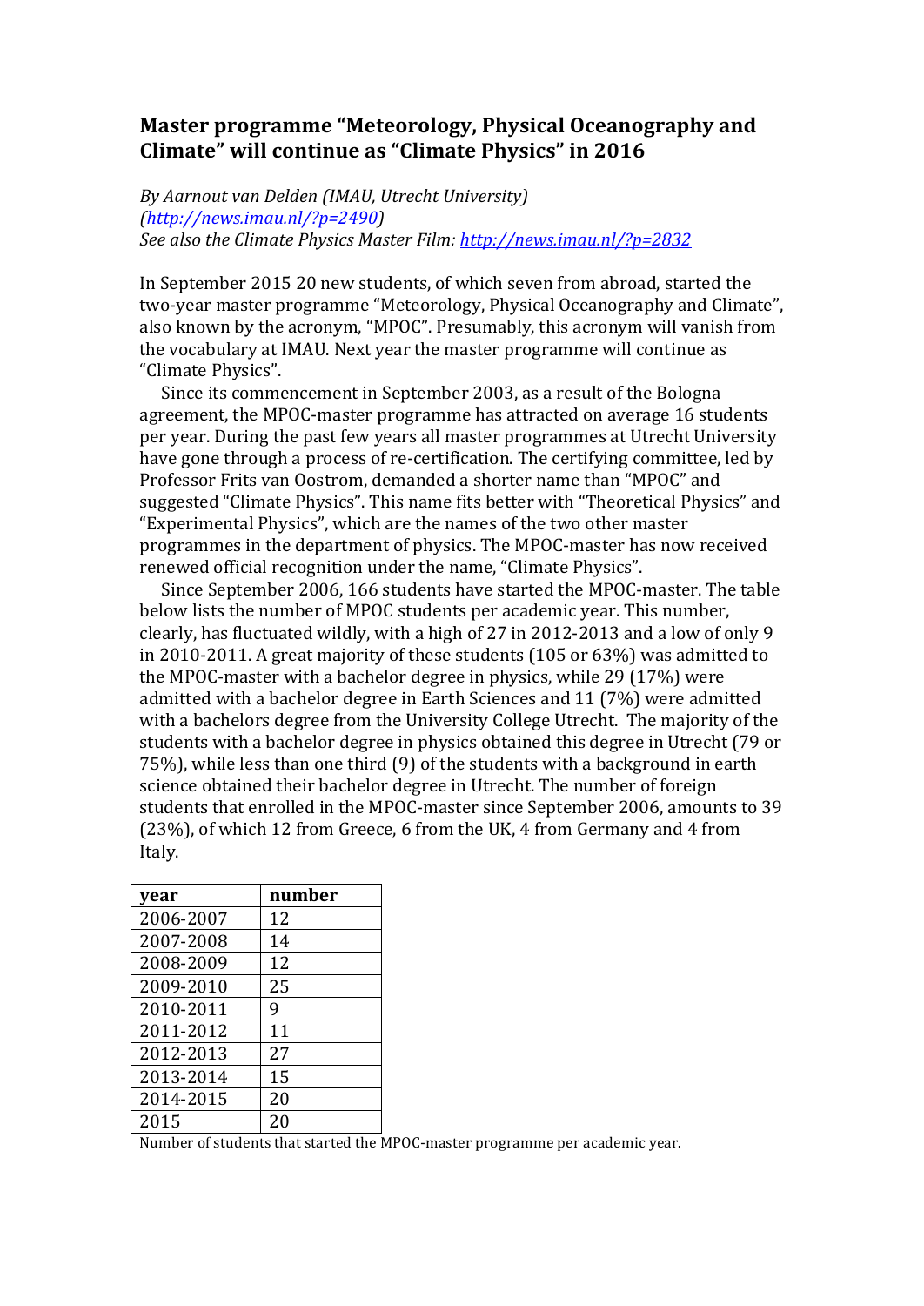# Master programme “Meteorology, Physical Oceanography and Climate” will continue as “Climate Physics” in 2016

*By Aarnout van Delden (IMAU, Utrecht University)*
*([http://news.imau.nl/?p=2490](http://news.imau.nl/?p=2490))*
*See also the Climate Physics Master Film: [http://news.imau.nl/?p=2832](http://news.imau.nl/?p=2832)*

In September 2015 20 new students, of which seven from abroad, started the two-year master programme “Meteorology, Physical Oceanography and Climate”, also known by the acronym, “MPOC”. Presumably, this acronym will vanish from the vocabulary at IMAU. Next year the master programme will continue as “Climate Physics”.

Since its commencement in September 2003, as a result of the Bologna agreement, the MPOC-master programme has attracted on average 16 students per year. During the past few years all master programmes at Utrecht University have gone through a process of re-certification. The certifying committee, led by Professor Frits van Oostrom, demanded a shorter name than “MPOC” and suggested “Climate Physics”. This name fits better with “Theoretical Physics” and “Experimental Physics”, which are the names of the two other master programmes in the department of physics. The MPOC-master has now received renewed official recognition under the name, “Climate Physics”.

Since September 2006, 166 students have started the MPOC-master. The table below lists the number of MPOC students per academic year. This number, clearly, has fluctuated wildly, with a high of 27 in 2012-2013 and a low of only 9 in 2010-2011. A great majority of these students (105 or 63%) was admitted to the MPOC-master with a bachelor degree in physics, while 29 (17%) were admitted with a bachelor degree in Earth Sciences and 11 (7%) were admitted with a bachelors degree from the University College Utrecht. The majority of the students with a bachelor degree in physics obtained this degree in Utrecht (79 or 75%), while less than one third (9) of the students with a background in earth science obtained their bachelor degree in Utrecht. The number of foreign students that enrolled in the MPOC-master since September 2006, amounts to 39 (23%), of which 12 from Greece, 6 from the UK, 4 from Germany and 4 from Italy.

| year | number |
|---|---|
| 2006-2007 | 12 |
| 2007-2008 | 14 |
| 2008-2009 | 12 |
| 2009-2010 | 25 |
| 2010-2011 | 9 |
| 2011-2012 | 11 |
| 2012-2013 | 27 |
| 2013-2014 | 15 |
| 2014-2015 | 20 |
| 2015 | 20 |

Number of students that started the MPOC-master programme per academic year.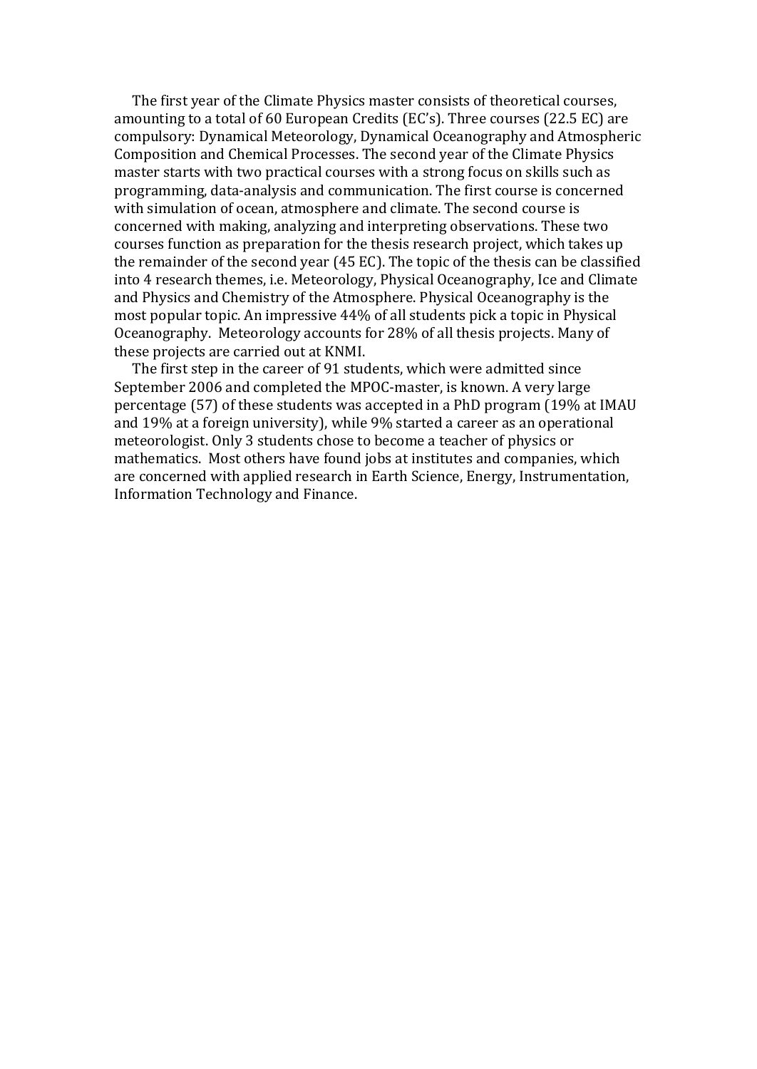The first year of the Climate Physics master consists of theoretical courses, amounting to a total of 60 European Credits (EC's). Three courses (22.5 EC) are compulsory: Dynamical Meteorology, Dynamical Oceanography and Atmospheric Composition and Chemical Processes. The second year of the Climate Physics master starts with two practical courses with a strong focus on skills such as programming, data-analysis and communication. The first course is concerned with simulation of ocean, atmosphere and climate. The second course is concerned with making, analyzing and interpreting observations. These two courses function as preparation for the thesis research project, which takes up the remainder of the second year (45 EC). The topic of the thesis can be classified into 4 research themes, i.e. Meteorology, Physical Oceanography, Ice and Climate and Physics and Chemistry of the Atmosphere. Physical Oceanography is the most popular topic. An impressive 44% of all students pick a topic in Physical Oceanography. Meteorology accounts for 28% of all thesis projects. Many of these projects are carried out at KNMI.

The first step in the career of 91 students, which were admitted since September 2006 and completed the MPOC-master, is known. A very large percentage (57) of these students was accepted in a PhD program (19% at IMAU and 19% at a foreign university), while 9% started a career as an operational meteorologist. Only 3 students chose to become a teacher of physics or mathematics. Most others have found jobs at institutes and companies, which are concerned with applied research in Earth Science, Energy, Instrumentation, Information Technology and Finance.